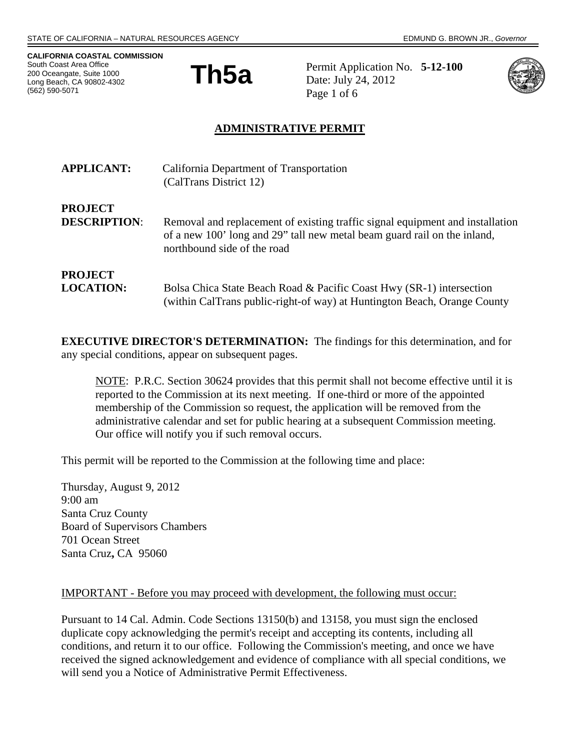STATE OF CALIFORNIA – NATURAL RESOURCES AGENCY

EDMUND G. BROWN JR., *Governor*

**CALIFORNIA COASTAL COMMISSION**
South Coast Area Office
200 Oceangate, Suite 1000
Long Beach, CA 90802-4302
(562) 590-5071

# Th5a

Permit Application No. **5-12-100**
Date: July 24, 2012

## ADMINISTRATIVE PERMIT

**APPLICANT:** California Department of Transportation (CalTrans District 12)

**PROJECT DESCRIPTION**: Removal and replacement of existing traffic signal equipment and installation of a new 100' long and 29" tall new metal beam guard rail on the inland, northbound side of the road

**PROJECT LOCATION:** Bolsa Chica State Beach Road & Pacific Coast Hwy (SR-1) intersection (within CalTrans public-right-of way) at Huntington Beach, Orange County

**EXECUTIVE DIRECTOR'S DETERMINATION:** The findings for this determination, and for any special conditions, appear on subsequent pages.

> NOTE: P.R.C. Section 30624 provides that this permit shall not become effective until it is reported to the Commission at its next meeting. If one-third or more of the appointed membership of the Commission so request, the application will be removed from the administrative calendar and set for public hearing at a subsequent Commission meeting. Our office will notify you if such removal occurs.

This permit will be reported to the Commission at the following time and place:

Thursday, August 9, 2012
9:00 am
Santa Cruz County
Board of Supervisors Chambers
701 Ocean Street
Santa Cruz**,** CA 95060

IMPORTANT - Before you may proceed with development, the following must occur:

Pursuant to 14 Cal. Admin. Code Sections 13150(b) and 13158, you must sign the enclosed duplicate copy acknowledging the permit's receipt and accepting its contents, including all conditions, and return it to our office. Following the Commission's meeting, and once we have received the signed acknowledgement and evidence of compliance with all special conditions, we will send you a Notice of Administrative Permit Effectiveness.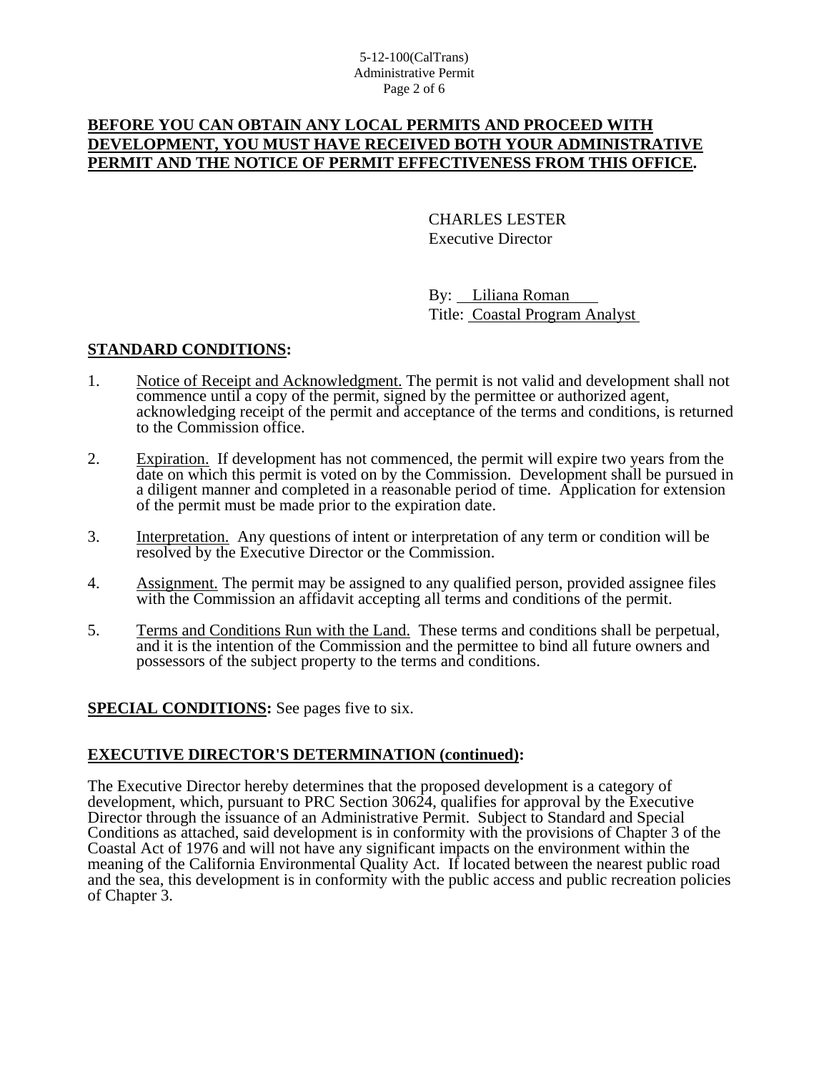**BEFORE YOU CAN OBTAIN ANY LOCAL PERMITS AND PROCEED WITH DEVELOPMENT, YOU MUST HAVE RECEIVED BOTH YOUR ADMINISTRATIVE PERMIT AND THE NOTICE OF PERMIT EFFECTIVENESS FROM THIS OFFICE.**

CHARLES LESTER
Executive Director

By: Liliana Roman
Title: Coastal Program Analyst

## STANDARD CONDITIONS:

1. Notice of Receipt and Acknowledgment. The permit is not valid and development shall not commence until a copy of the permit, signed by the permittee or authorized agent, acknowledging receipt of the permit and acceptance of the terms and conditions, is returned to the Commission office.

2. Expiration. If development has not commenced, the permit will expire two years from the date on which this permit is voted on by the Commission. Development shall be pursued in a diligent manner and completed in a reasonable period of time. Application for extension of the permit must be made prior to the expiration date.

3. Interpretation. Any questions of intent or interpretation of any term or condition will be resolved by the Executive Director or the Commission.

4. Assignment. The permit may be assigned to any qualified person, provided assignee files with the Commission an affidavit accepting all terms and conditions of the permit.

5. Terms and Conditions Run with the Land. These terms and conditions shall be perpetual, and it is the intention of the Commission and the permittee to bind all future owners and possessors of the subject property to the terms and conditions.

**SPECIAL CONDITIONS:** See pages five to six.

## EXECUTIVE DIRECTOR'S DETERMINATION (continued):

The Executive Director hereby determines that the proposed development is a category of development, which, pursuant to PRC Section 30624, qualifies for approval by the Executive Director through the issuance of an Administrative Permit. Subject to Standard and Special Conditions as attached, said development is in conformity with the provisions of Chapter 3 of the Coastal Act of 1976 and will not have any significant impacts on the environment within the meaning of the California Environmental Quality Act. If located between the nearest public road and the sea, this development is in conformity with the public access and public recreation policies of Chapter 3.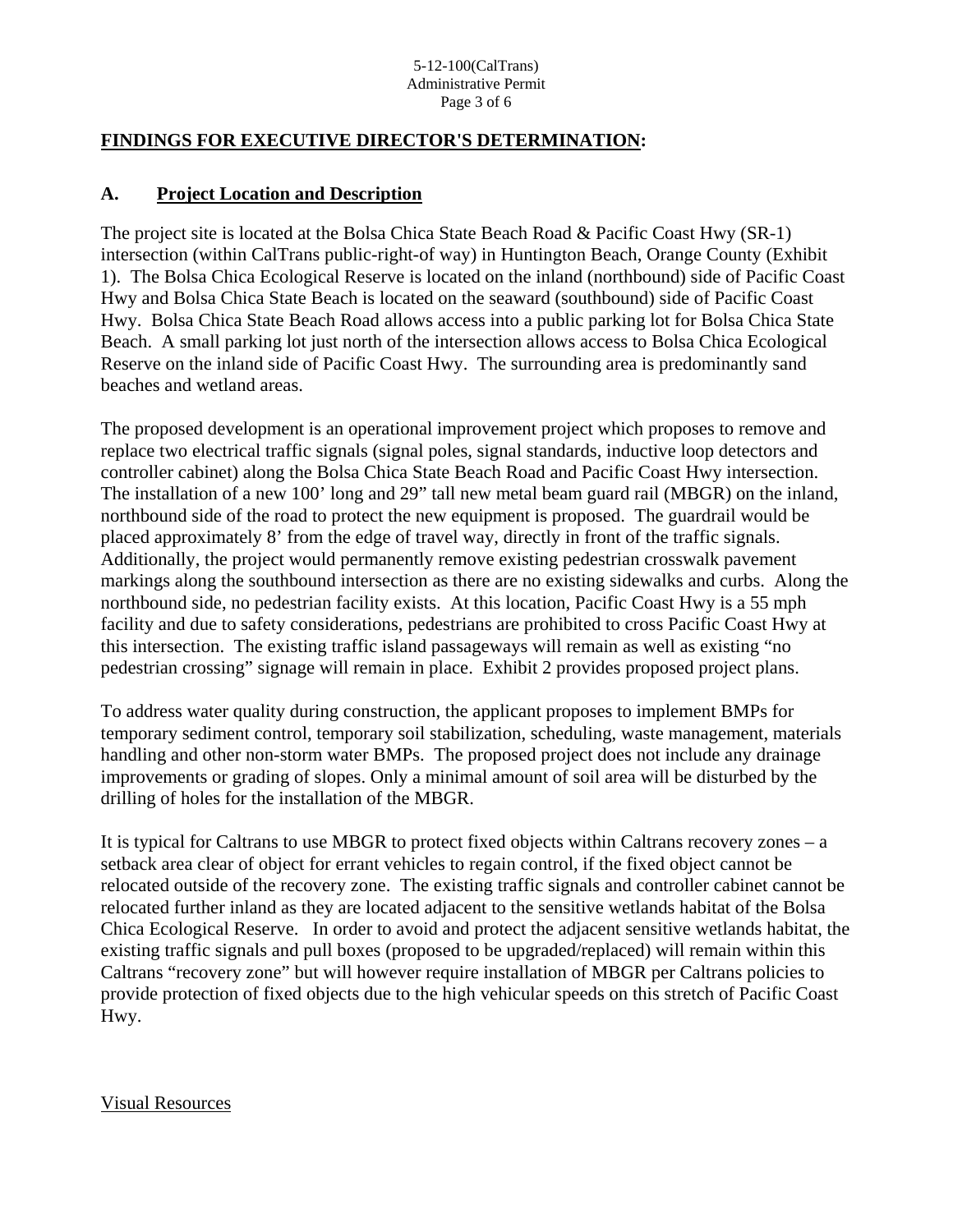## FINDINGS FOR EXECUTIVE DIRECTOR'S DETERMINATION:

### A. Project Location and Description

The project site is located at the Bolsa Chica State Beach Road & Pacific Coast Hwy (SR-1) intersection (within CalTrans public-right-of way) in Huntington Beach, Orange County (Exhibit 1). The Bolsa Chica Ecological Reserve is located on the inland (northbound) side of Pacific Coast Hwy and Bolsa Chica State Beach is located on the seaward (southbound) side of Pacific Coast Hwy. Bolsa Chica State Beach Road allows access into a public parking lot for Bolsa Chica State Beach. A small parking lot just north of the intersection allows access to Bolsa Chica Ecological Reserve on the inland side of Pacific Coast Hwy. The surrounding area is predominantly sand beaches and wetland areas.

The proposed development is an operational improvement project which proposes to remove and replace two electrical traffic signals (signal poles, signal standards, inductive loop detectors and controller cabinet) along the Bolsa Chica State Beach Road and Pacific Coast Hwy intersection. The installation of a new 100' long and 29" tall new metal beam guard rail (MBGR) on the inland, northbound side of the road to protect the new equipment is proposed. The guardrail would be placed approximately 8' from the edge of travel way, directly in front of the traffic signals. Additionally, the project would permanently remove existing pedestrian crosswalk pavement markings along the southbound intersection as there are no existing sidewalks and curbs. Along the northbound side, no pedestrian facility exists. At this location, Pacific Coast Hwy is a 55 mph facility and due to safety considerations, pedestrians are prohibited to cross Pacific Coast Hwy at this intersection. The existing traffic island passageways will remain as well as existing "no pedestrian crossing" signage will remain in place. Exhibit 2 provides proposed project plans.

To address water quality during construction, the applicant proposes to implement BMPs for temporary sediment control, temporary soil stabilization, scheduling, waste management, materials handling and other non-storm water BMPs. The proposed project does not include any drainage improvements or grading of slopes. Only a minimal amount of soil area will be disturbed by the drilling of holes for the installation of the MBGR.

It is typical for Caltrans to use MBGR to protect fixed objects within Caltrans recovery zones – a setback area clear of object for errant vehicles to regain control, if the fixed object cannot be relocated outside of the recovery zone. The existing traffic signals and controller cabinet cannot be relocated further inland as they are located adjacent to the sensitive wetlands habitat of the Bolsa Chica Ecological Reserve. In order to avoid and protect the adjacent sensitive wetlands habitat, the existing traffic signals and pull boxes (proposed to be upgraded/replaced) will remain within this Caltrans "recovery zone" but will however require installation of MBGR per Caltrans policies to provide protection of fixed objects due to the high vehicular speeds on this stretch of Pacific Coast Hwy.

Visual Resources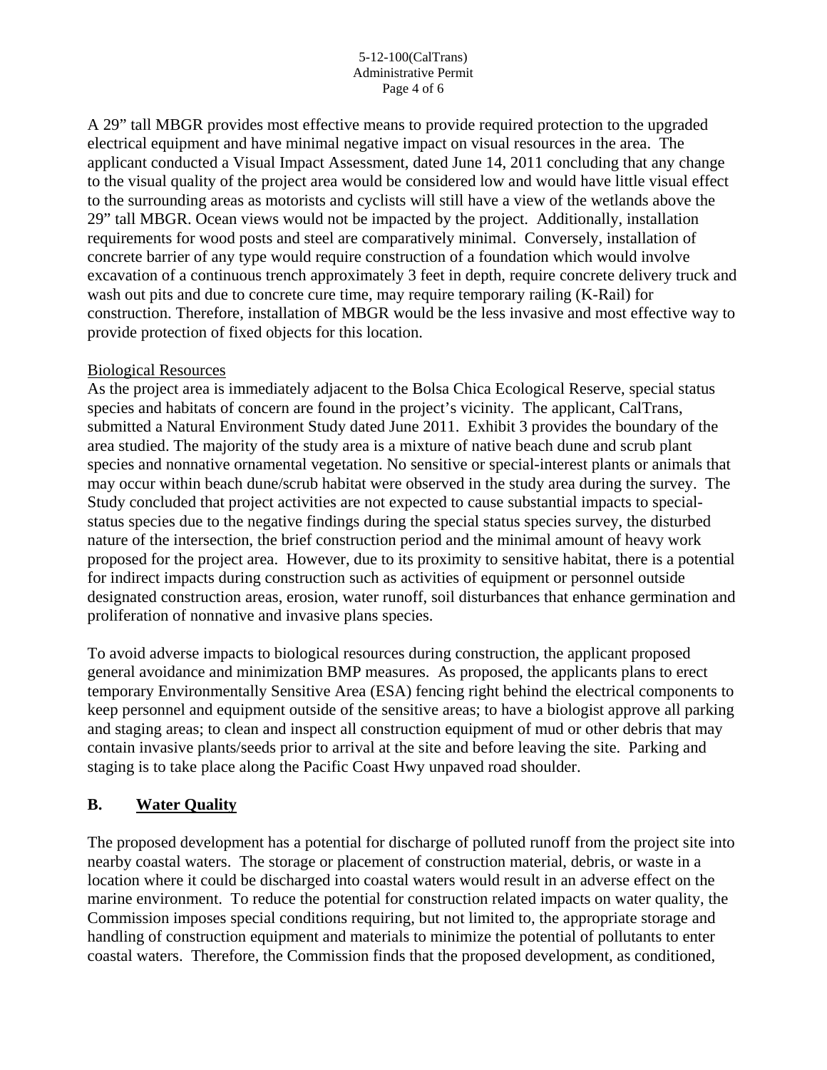A 29" tall MBGR provides most effective means to provide required protection to the upgraded electrical equipment and have minimal negative impact on visual resources in the area. The applicant conducted a Visual Impact Assessment, dated June 14, 2011 concluding that any change to the visual quality of the project area would be considered low and would have little visual effect to the surrounding areas as motorists and cyclists will still have a view of the wetlands above the 29" tall MBGR. Ocean views would not be impacted by the project. Additionally, installation requirements for wood posts and steel are comparatively minimal. Conversely, installation of concrete barrier of any type would require construction of a foundation which would involve excavation of a continuous trench approximately 3 feet in depth, require concrete delivery truck and wash out pits and due to concrete cure time, may require temporary railing (K-Rail) for construction. Therefore, installation of MBGR would be the less invasive and most effective way to provide protection of fixed objects for this location.

Biological Resources

As the project area is immediately adjacent to the Bolsa Chica Ecological Reserve, special status species and habitats of concern are found in the project's vicinity. The applicant, CalTrans, submitted a Natural Environment Study dated June 2011. Exhibit 3 provides the boundary of the area studied. The majority of the study area is a mixture of native beach dune and scrub plant species and nonnative ornamental vegetation. No sensitive or special-interest plants or animals that may occur within beach dune/scrub habitat were observed in the study area during the survey. The Study concluded that project activities are not expected to cause substantial impacts to special-status species due to the negative findings during the special status species survey, the disturbed nature of the intersection, the brief construction period and the minimal amount of heavy work proposed for the project area. However, due to its proximity to sensitive habitat, there is a potential for indirect impacts during construction such as activities of equipment or personnel outside designated construction areas, erosion, water runoff, soil disturbances that enhance germination and proliferation of nonnative and invasive plans species.

To avoid adverse impacts to biological resources during construction, the applicant proposed general avoidance and minimization BMP measures. As proposed, the applicants plans to erect temporary Environmentally Sensitive Area (ESA) fencing right behind the electrical components to keep personnel and equipment outside of the sensitive areas; to have a biologist approve all parking and staging areas; to clean and inspect all construction equipment of mud or other debris that may contain invasive plants/seeds prior to arrival at the site and before leaving the site. Parking and staging is to take place along the Pacific Coast Hwy unpaved road shoulder.

## B. Water Quality

The proposed development has a potential for discharge of polluted runoff from the project site into nearby coastal waters. The storage or placement of construction material, debris, or waste in a location where it could be discharged into coastal waters would result in an adverse effect on the marine environment. To reduce the potential for construction related impacts on water quality, the Commission imposes special conditions requiring, but not limited to, the appropriate storage and handling of construction equipment and materials to minimize the potential of pollutants to enter coastal waters. Therefore, the Commission finds that the proposed development, as conditioned,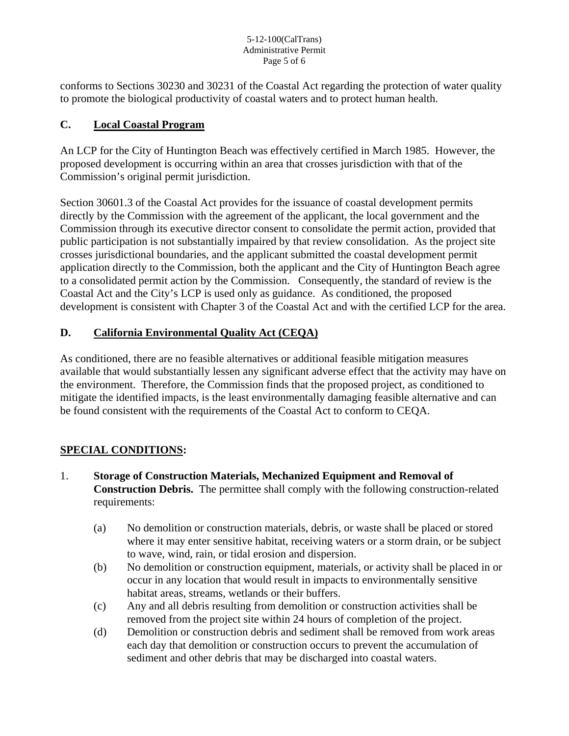conforms to Sections 30230 and 30231 of the Coastal Act regarding the protection of water quality to promote the biological productivity of coastal waters and to protect human health.

## C. Local Coastal Program

An LCP for the City of Huntington Beach was effectively certified in March 1985. However, the proposed development is occurring within an area that crosses jurisdiction with that of the Commission's original permit jurisdiction.

Section 30601.3 of the Coastal Act provides for the issuance of coastal development permits directly by the Commission with the agreement of the applicant, the local government and the Commission through its executive director consent to consolidate the permit action, provided that public participation is not substantially impaired by that review consolidation. As the project site crosses jurisdictional boundaries, and the applicant submitted the coastal development permit application directly to the Commission, both the applicant and the City of Huntington Beach agree to a consolidated permit action by the Commission. Consequently, the standard of review is the Coastal Act and the City's LCP is used only as guidance. As conditioned, the proposed development is consistent with Chapter 3 of the Coastal Act and with the certified LCP for the area.

## D. California Environmental Quality Act (CEQA)

As conditioned, there are no feasible alternatives or additional feasible mitigation measures available that would substantially lessen any significant adverse effect that the activity may have on the environment. Therefore, the Commission finds that the proposed project, as conditioned to mitigate the identified impacts, is the least environmentally damaging feasible alternative and can be found consistent with the requirements of the Coastal Act to conform to CEQA.

## SPECIAL CONDITIONS:

1. **Storage of Construction Materials, Mechanized Equipment and Removal of Construction Debris.** The permittee shall comply with the following construction-related requirements:

   (a) No demolition or construction materials, debris, or waste shall be placed or stored where it may enter sensitive habitat, receiving waters or a storm drain, or be subject to wave, wind, rain, or tidal erosion and dispersion.

   (b) No demolition or construction equipment, materials, or activity shall be placed in or occur in any location that would result in impacts to environmentally sensitive habitat areas, streams, wetlands or their buffers.

   (c) Any and all debris resulting from demolition or construction activities shall be removed from the project site within 24 hours of completion of the project.

   (d) Demolition or construction debris and sediment shall be removed from work areas each day that demolition or construction occurs to prevent the accumulation of sediment and other debris that may be discharged into coastal waters.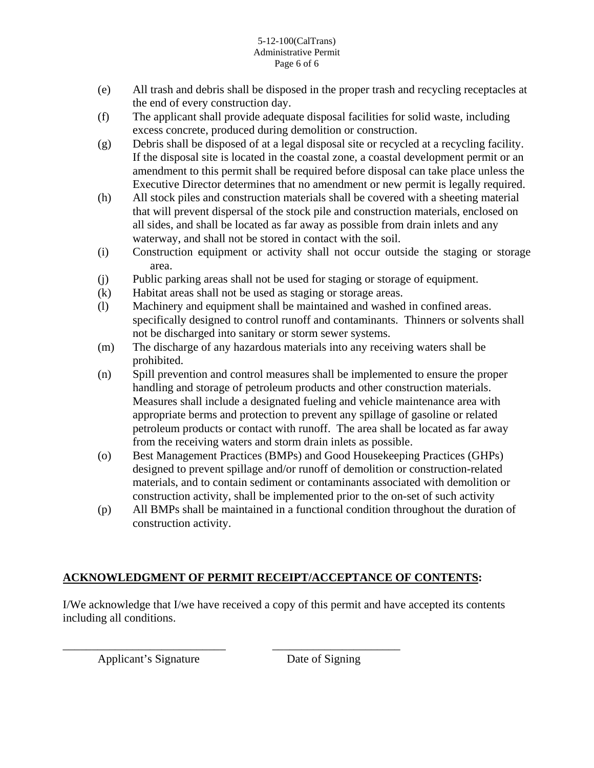(e) All trash and debris shall be disposed in the proper trash and recycling receptacles at the end of every construction day.

(f) The applicant shall provide adequate disposal facilities for solid waste, including excess concrete, produced during demolition or construction.

(g) Debris shall be disposed of at a legal disposal site or recycled at a recycling facility. If the disposal site is located in the coastal zone, a coastal development permit or an amendment to this permit shall be required before disposal can take place unless the Executive Director determines that no amendment or new permit is legally required.

(h) All stock piles and construction materials shall be covered with a sheeting material that will prevent dispersal of the stock pile and construction materials, enclosed on all sides, and shall be located as far away as possible from drain inlets and any waterway, and shall not be stored in contact with the soil.

(i) Construction equipment or activity shall not occur outside the staging or storage area.

(j) Public parking areas shall not be used for staging or storage of equipment.

(k) Habitat areas shall not be used as staging or storage areas.

(l) Machinery and equipment shall be maintained and washed in confined areas. specifically designed to control runoff and contaminants. Thinners or solvents shall not be discharged into sanitary or storm sewer systems.

(m) The discharge of any hazardous materials into any receiving waters shall be prohibited.

(n) Spill prevention and control measures shall be implemented to ensure the proper handling and storage of petroleum products and other construction materials. Measures shall include a designated fueling and vehicle maintenance area with appropriate berms and protection to prevent any spillage of gasoline or related petroleum products or contact with runoff. The area shall be located as far away from the receiving waters and storm drain inlets as possible.

(o) Best Management Practices (BMPs) and Good Housekeeping Practices (GHPs) designed to prevent spillage and/or runoff of demolition or construction-related materials, and to contain sediment or contaminants associated with demolition or construction activity, shall be implemented prior to the on-set of such activity

(p) All BMPs shall be maintained in a functional condition throughout the duration of construction activity.

**ACKNOWLEDGMENT OF PERMIT RECEIPT/ACCEPTANCE OF CONTENTS:**

I/We acknowledge that I/we have received a copy of this permit and have accepted its contents including all conditions.

_____________________________ ______________________

Applicant's Signature Date of Signing